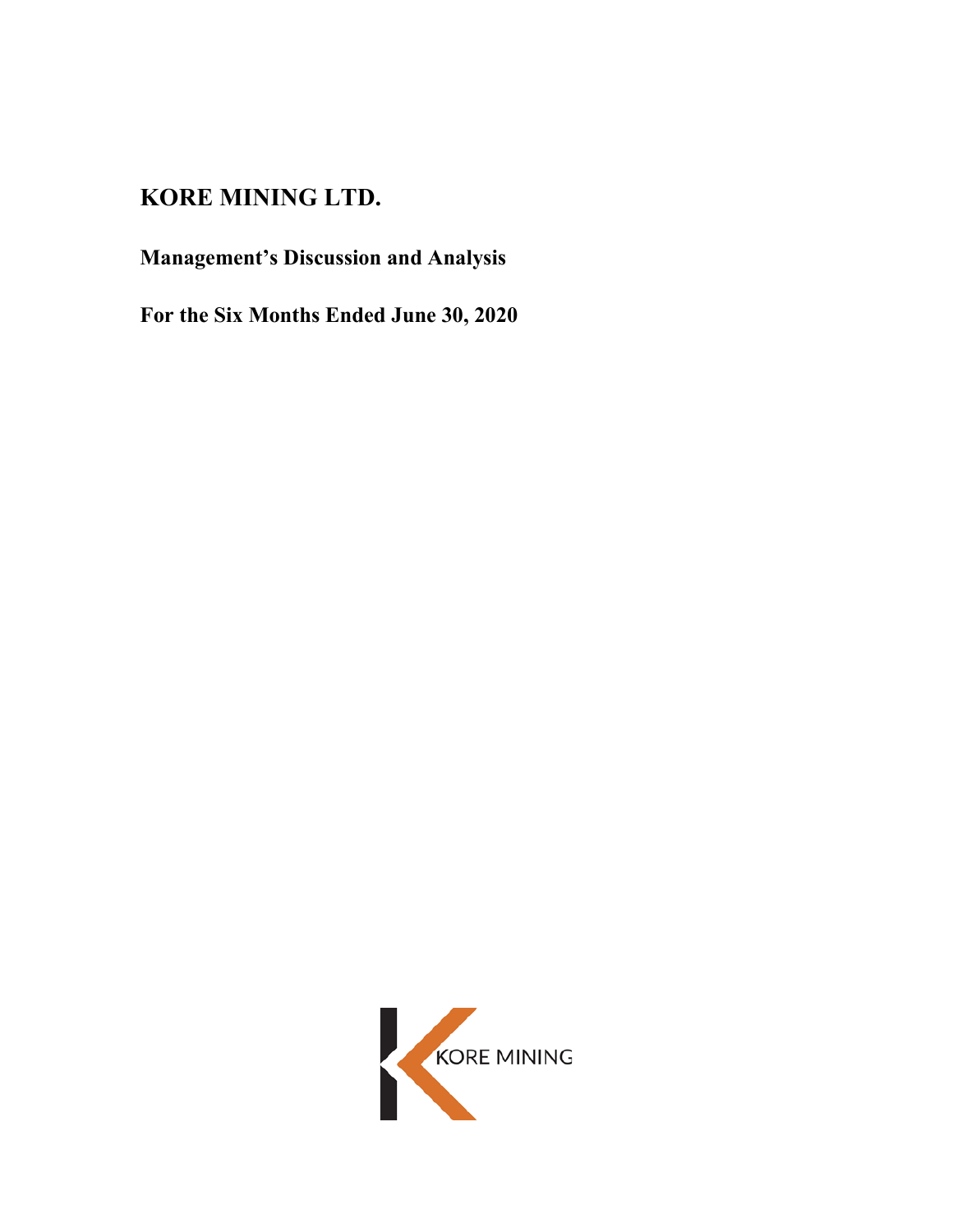# KORE MINING LTD.

## Management's Discussion and Analysis

## For the Six Months Ended June 30, 2020

KORE MINING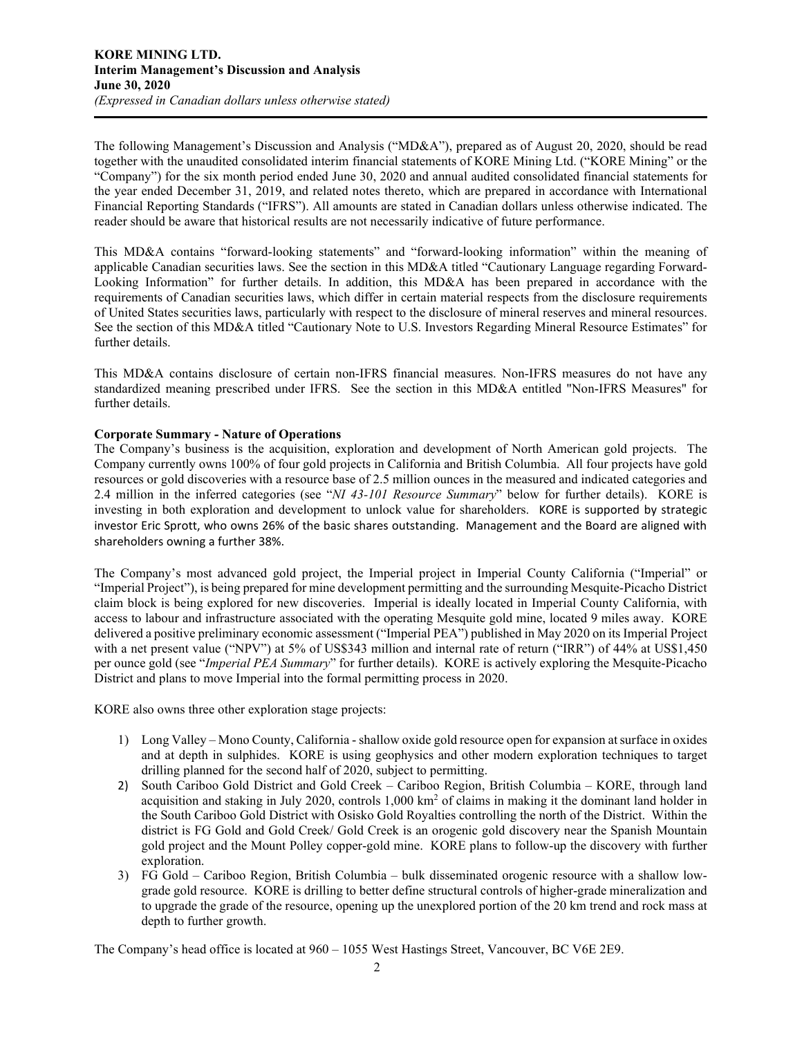The following Management's Discussion and Analysis ("MD&A"), prepared as of August 20, 2020, should be read together with the unaudited consolidated interim financial statements of KORE Mining Ltd. ("KORE Mining" or the "Company") for the six month period ended June 30, 2020 and annual audited consolidated financial statements for the year ended December 31, 2019, and related notes thereto, which are prepared in accordance with International Financial Reporting Standards ("IFRS"). All amounts are stated in Canadian dollars unless otherwise indicated. The reader should be aware that historical results are not necessarily indicative of future performance.

This MD&A contains "forward-looking statements" and "forward-looking information" within the meaning of applicable Canadian securities laws. See the section in this MD&A titled "Cautionary Language regarding Forward-Looking Information" for further details. In addition, this MD&A has been prepared in accordance with the requirements of Canadian securities laws, which differ in certain material respects from the disclosure requirements of United States securities laws, particularly with respect to the disclosure of mineral reserves and mineral resources. See the section of this MD&A titled "Cautionary Note to U.S. Investors Regarding Mineral Resource Estimates" for further details.

This MD&A contains disclosure of certain non-IFRS financial measures. Non-IFRS measures do not have any standardized meaning prescribed under IFRS. See the section in this MD&A entitled "Non-IFRS Measures" for further details.

**Corporate Summary - Nature of Operations**

The Company's business is the acquisition, exploration and development of North American gold projects. The Company currently owns 100% of four gold projects in California and British Columbia. All four projects have gold resources or gold discoveries with a resource base of 2.5 million ounces in the measured and indicated categories and 2.4 million in the inferred categories (see "*NI 43-101 Resource Summary*" below for further details). KORE is investing in both exploration and development to unlock value for shareholders. KORE is supported by strategic investor Eric Sprott, who owns 26% of the basic shares outstanding. Management and the Board are aligned with shareholders owning a further 38%.

The Company's most advanced gold project, the Imperial project in Imperial County California ("Imperial" or "Imperial Project"), is being prepared for mine development permitting and the surrounding Mesquite-Picacho District claim block is being explored for new discoveries. Imperial is ideally located in Imperial County California, with access to labour and infrastructure associated with the operating Mesquite gold mine, located 9 miles away. KORE delivered a positive preliminary economic assessment ("Imperial PEA") published in May 2020 on its Imperial Project with a net present value ("NPV") at 5% of US$343 million and internal rate of return ("IRR") of 44% at US$1,450 per ounce gold (see "*Imperial PEA Summary*" for further details). KORE is actively exploring the Mesquite-Picacho District and plans to move Imperial into the formal permitting process in 2020.

KORE also owns three other exploration stage projects:

1) Long Valley – Mono County, California - shallow oxide gold resource open for expansion at surface in oxides and at depth in sulphides. KORE is using geophysics and other modern exploration techniques to target drilling planned for the second half of 2020, subject to permitting.
2) South Cariboo Gold District and Gold Creek – Cariboo Region, British Columbia – KORE, through land acquisition and staking in July 2020, controls 1,000 km$^2$ of claims in making it the dominant land holder in the South Cariboo Gold District with Osisko Gold Royalties controlling the north of the District. Within the district is FG Gold and Gold Creek/ Gold Creek is an orogenic gold discovery near the Spanish Mountain gold project and the Mount Polley copper-gold mine. KORE plans to follow-up the discovery with further exploration.
3) FG Gold – Cariboo Region, British Columbia – bulk disseminated orogenic resource with a shallow low-grade gold resource. KORE is drilling to better define structural controls of higher-grade mineralization and to upgrade the grade of the resource, opening up the unexplored portion of the 20 km trend and rock mass at depth to further growth.

The Company's head office is located at 960 – 1055 West Hastings Street, Vancouver, BC V6E 2E9.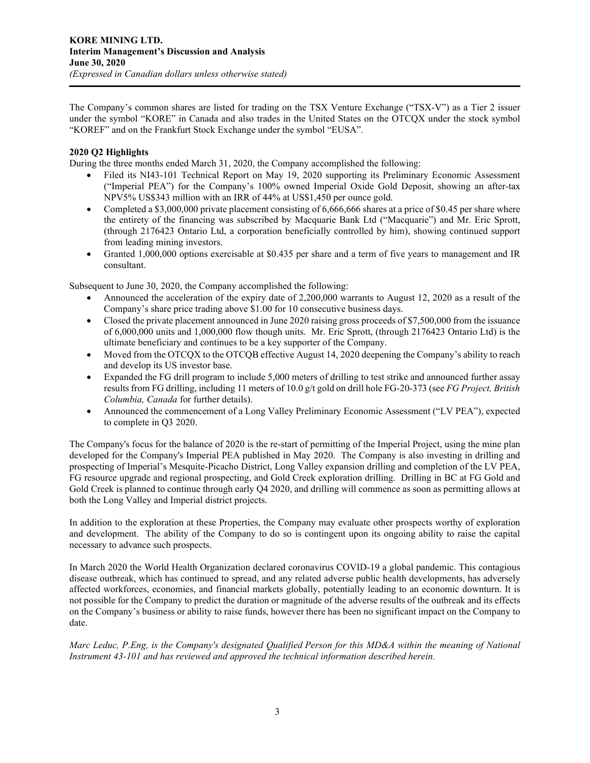The Company's common shares are listed for trading on the TSX Venture Exchange ("TSX-V") as a Tier 2 issuer under the symbol "KORE" in Canada and also trades in the United States on the OTCQX under the stock symbol "KOREF" and on the Frankfurt Stock Exchange under the symbol "EUSA".

**2020 Q2 Highlights**

During the three months ended March 31, 2020, the Company accomplished the following:

- Filed its NI43-101 Technical Report on May 19, 2020 supporting its Preliminary Economic Assessment ("Imperial PEA") for the Company's 100% owned Imperial Oxide Gold Deposit, showing an after-tax NPV5% US$343 million with an IRR of 44% at US$1,450 per ounce gold.
- Completed a $3,000,000 private placement consisting of 6,666,666 shares at a price of $0.45 per share where the entirety of the financing was subscribed by Macquarie Bank Ltd ("Macquarie") and Mr. Eric Sprott, (through 2176423 Ontario Ltd, a corporation beneficially controlled by him), showing continued support from leading mining investors.
- Granted 1,000,000 options exercisable at $0.435 per share and a term of five years to management and IR consultant.

Subsequent to June 30, 2020, the Company accomplished the following:

- Announced the acceleration of the expiry date of 2,200,000 warrants to August 12, 2020 as a result of the Company's share price trading above $1.00 for 10 consecutive business days.
- Closed the private placement announced in June 2020 raising gross proceeds of $7,500,000 from the issuance of 6,000,000 units and 1,000,000 flow though units. Mr. Eric Sprott, (through 2176423 Ontario Ltd) is the ultimate beneficiary and continues to be a key supporter of the Company.
- Moved from the OTCQX to the OTCQB effective August 14, 2020 deepening the Company's ability to reach and develop its US investor base.
- Expanded the FG drill program to include 5,000 meters of drilling to test strike and announced further assay results from FG drilling, including 11 meters of 10.0 g/t gold on drill hole FG-20-373 (see *FG Project, British Columbia, Canada* for further details).
- Announced the commencement of a Long Valley Preliminary Economic Assessment ("LV PEA"), expected to complete in Q3 2020.

The Company's focus for the balance of 2020 is the re-start of permitting of the Imperial Project, using the mine plan developed for the Company's Imperial PEA published in May 2020. The Company is also investing in drilling and prospecting of Imperial's Mesquite-Picacho District, Long Valley expansion drilling and completion of the LV PEA, FG resource upgrade and regional prospecting, and Gold Creek exploration drilling. Drilling in BC at FG Gold and Gold Creek is planned to continue through early Q4 2020, and drilling will commence as soon as permitting allows at both the Long Valley and Imperial district projects.

In addition to the exploration at these Properties, the Company may evaluate other prospects worthy of exploration and development. The ability of the Company to do so is contingent upon its ongoing ability to raise the capital necessary to advance such prospects.

In March 2020 the World Health Organization declared coronavirus COVID-19 a global pandemic. This contagious disease outbreak, which has continued to spread, and any related adverse public health developments, has adversely affected workforces, economies, and financial markets globally, potentially leading to an economic downturn. It is not possible for the Company to predict the duration or magnitude of the adverse results of the outbreak and its effects on the Company's business or ability to raise funds, however there has been no significant impact on the Company to date.

*Marc Leduc, P.Eng, is the Company's designated Qualified Person for this MD&A within the meaning of National Instrument 43-101 and has reviewed and approved the technical information described herein.*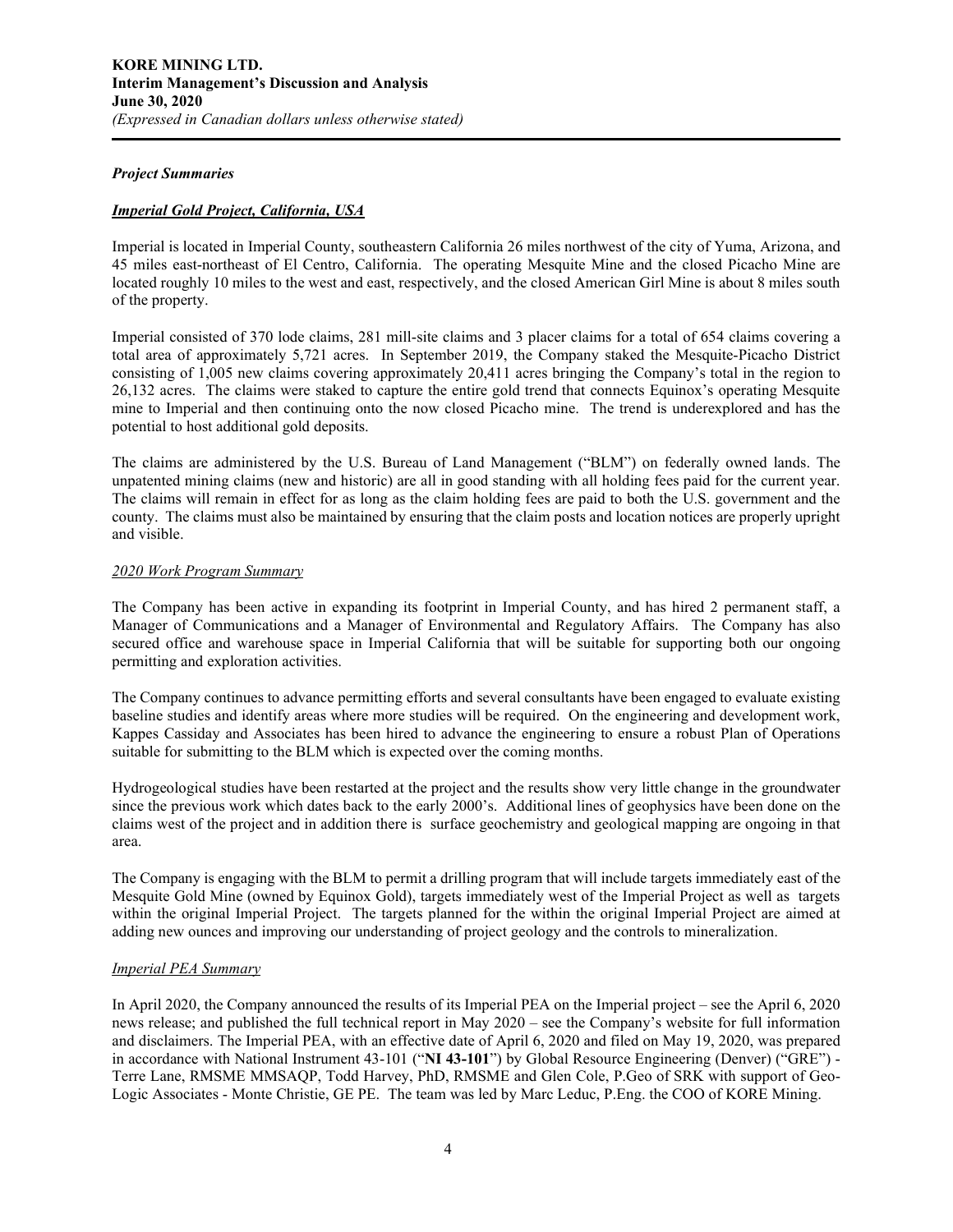### *Project Summaries*

### ***Imperial Gold Project, California, USA***

Imperial is located in Imperial County, southeastern California 26 miles northwest of the city of Yuma, Arizona, and 45 miles east-northeast of El Centro, California. The operating Mesquite Mine and the closed Picacho Mine are located roughly 10 miles to the west and east, respectively, and the closed American Girl Mine is about 8 miles south of the property.

Imperial consisted of 370 lode claims, 281 mill-site claims and 3 placer claims for a total of 654 claims covering a total area of approximately 5,721 acres. In September 2019, the Company staked the Mesquite-Picacho District consisting of 1,005 new claims covering approximately 20,411 acres bringing the Company's total in the region to 26,132 acres. The claims were staked to capture the entire gold trend that connects Equinox's operating Mesquite mine to Imperial and then continuing onto the now closed Picacho mine. The trend is underexplored and has the potential to host additional gold deposits.

The claims are administered by the U.S. Bureau of Land Management ("BLM") on federally owned lands. The unpatented mining claims (new and historic) are all in good standing with all holding fees paid for the current year. The claims will remain in effect for as long as the claim holding fees are paid to both the U.S. government and the county. The claims must also be maintained by ensuring that the claim posts and location notices are properly upright and visible.

#### *2020 Work Program Summary*

The Company has been active in expanding its footprint in Imperial County, and has hired 2 permanent staff, a Manager of Communications and a Manager of Environmental and Regulatory Affairs. The Company has also secured office and warehouse space in Imperial California that will be suitable for supporting both our ongoing permitting and exploration activities.

The Company continues to advance permitting efforts and several consultants have been engaged to evaluate existing baseline studies and identify areas where more studies will be required. On the engineering and development work, Kappes Cassiday and Associates has been hired to advance the engineering to ensure a robust Plan of Operations suitable for submitting to the BLM which is expected over the coming months.

Hydrogeological studies have been restarted at the project and the results show very little change in the groundwater since the previous work which dates back to the early 2000's. Additional lines of geophysics have been done on the claims west of the project and in addition there is surface geochemistry and geological mapping are ongoing in that area.

The Company is engaging with the BLM to permit a drilling program that will include targets immediately east of the Mesquite Gold Mine (owned by Equinox Gold), targets immediately west of the Imperial Project as well as targets within the original Imperial Project. The targets planned for the within the original Imperial Project are aimed at adding new ounces and improving our understanding of project geology and the controls to mineralization.

#### *Imperial PEA Summary*

In April 2020, the Company announced the results of its Imperial PEA on the Imperial project – see the April 6, 2020 news release; and published the full technical report in May 2020 – see the Company's website for full information and disclaimers. The Imperial PEA, with an effective date of April 6, 2020 and filed on May 19, 2020, was prepared in accordance with National Instrument 43-101 ("**NI 43-101**") by Global Resource Engineering (Denver) ("GRE") - Terre Lane, RMSME MMSAQP, Todd Harvey, PhD, RMSME and Glen Cole, P.Geo of SRK with support of Geo-Logic Associates - Monte Christie, GE PE. The team was led by Marc Leduc, P.Eng. the COO of KORE Mining.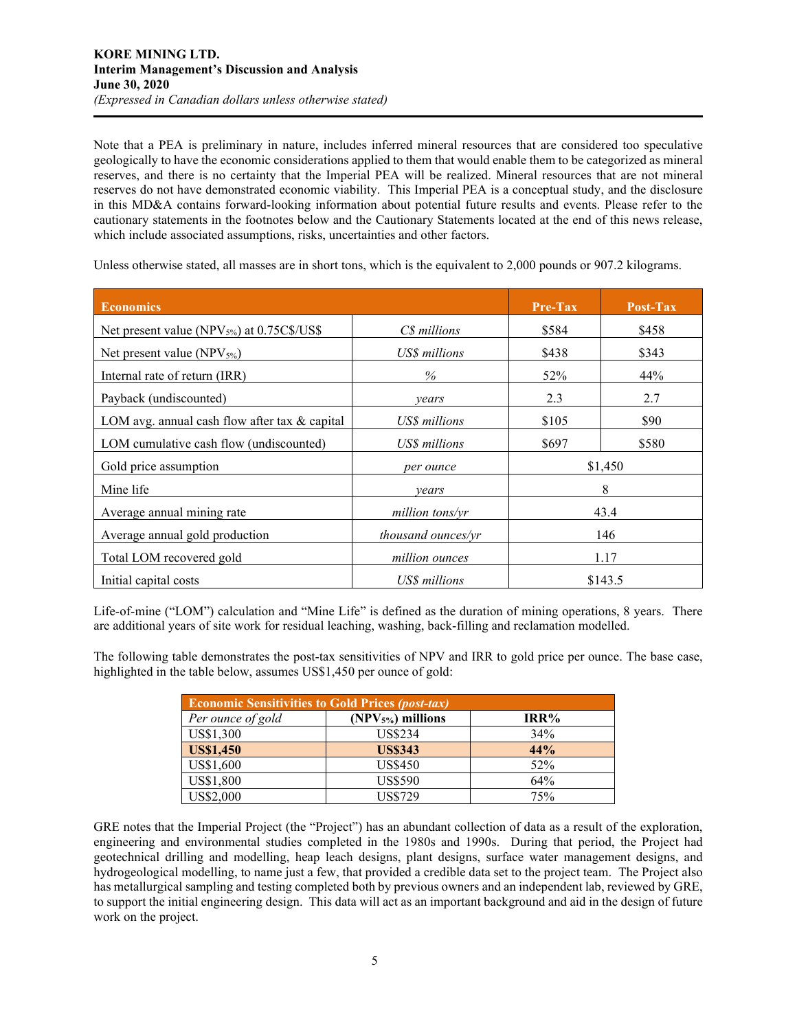Note that a PEA is preliminary in nature, includes inferred mineral resources that are considered too speculative geologically to have the economic considerations applied to them that would enable them to be categorized as mineral reserves, and there is no certainty that the Imperial PEA will be realized. Mineral resources that are not mineral reserves do not have demonstrated economic viability. This Imperial PEA is a conceptual study, and the disclosure in this MD&A contains forward-looking information about potential future results and events. Please refer to the cautionary statements in the footnotes below and the Cautionary Statements located at the end of this news release, which include associated assumptions, risks, uncertainties and other factors.

Unless otherwise stated, all masses are in short tons, which is the equivalent to 2,000 pounds or 907.2 kilograms.

| **Economics** | | **Pre-Tax** | **Post-Tax** |
|---|---|---|---|
| Net present value ($NPV_{5\%}$) at 0.75C$/US$ | *C$ millions* | $584 | $458 |
| Net present value ($NPV_{5\%}$) | *US$ millions* | $438 | $343 |
| Internal rate of return (IRR) | *%* | 52% | 44% |
| Payback (undiscounted) | *years* | 2.3 | 2.7 |
| LOM avg. annual cash flow after tax & capital | *US$ millions* | $105 | $90 |
| LOM cumulative cash flow (undiscounted) | *US$ millions* | $697 | $580 |
| Gold price assumption | *per ounce* | $1,450 | |
| Mine life | *years* | 8 | |
| Average annual mining rate | *million tons/yr* | 43.4 | |
| Average annual gold production | *thousand ounces/yr* | 146 | |
| Total LOM recovered gold | *million ounces* | 1.17 | |
| Initial capital costs | *US$ millions* | $143.5 | |

Life-of-mine ("LOM") calculation and "Mine Life" is defined as the duration of mining operations, 8 years. There are additional years of site work for residual leaching, washing, back-filling and reclamation modelled.

The following table demonstrates the post-tax sensitivities of NPV and IRR to gold price per ounce. The base case, highlighted in the table below, assumes US$1,450 per ounce of gold:

| **Economic Sensitivities to Gold Prices *(post-tax)*** | | |
|---|---|---|
| *Per ounce of gold* | **($NPV_{5\%}$) millions** | **IRR%** |
| US$1,300 | US$234 | 34% |
| **US$1,450** | **US$343** | **44%** |
| US$1,600 | US$450 | 52% |
| US$1,800 | US$590 | 64% |
| US$2,000 | US$729 | 75% |

GRE notes that the Imperial Project (the "Project") has an abundant collection of data as a result of the exploration, engineering and environmental studies completed in the 1980s and 1990s. During that period, the Project had geotechnical drilling and modelling, heap leach designs, plant designs, surface water management designs, and hydrogeological modelling, to name just a few, that provided a credible data set to the project team. The Project also has metallurgical sampling and testing completed both by previous owners and an independent lab, reviewed by GRE, to support the initial engineering design. This data will act as an important background and aid in the design of future work on the project.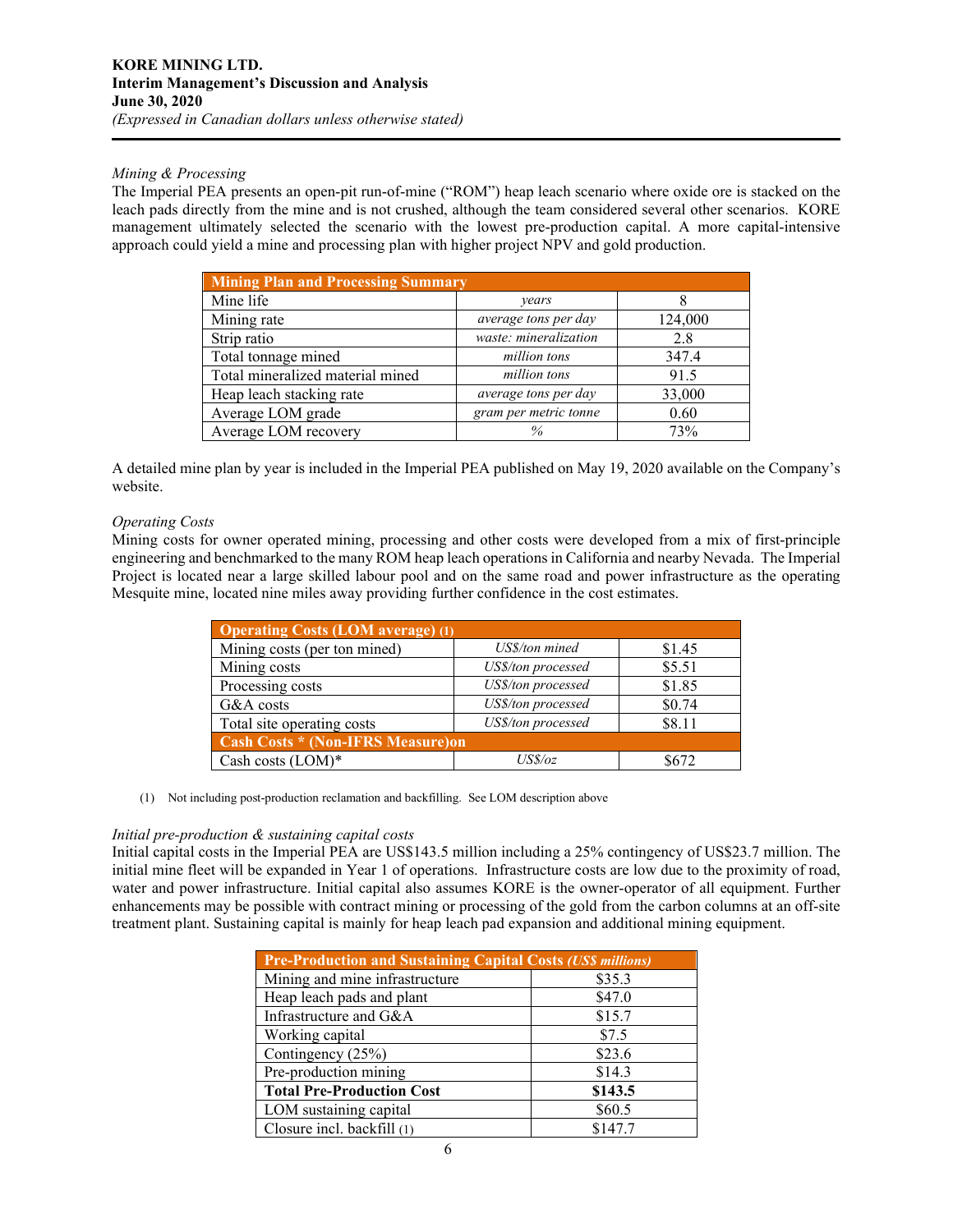*Mining & Processing*

The Imperial PEA presents an open-pit run-of-mine ("ROM") heap leach scenario where oxide ore is stacked on the leach pads directly from the mine and is not crushed, although the team considered several other scenarios. KORE management ultimately selected the scenario with the lowest pre-production capital. A more capital-intensive approach could yield a mine and processing plan with higher project NPV and gold production.

| Mining Plan and Processing Summary | | |
|---|---|---|
| Mine life | *years* | 8 |
| Mining rate | *average tons per day* | 124,000 |
| Strip ratio | *waste: mineralization* | 2.8 |
| Total tonnage mined | *million tons* | 347.4 |
| Total mineralized material mined | *million tons* | 91.5 |
| Heap leach stacking rate | *average tons per day* | 33,000 |
| Average LOM grade | *gram per metric tonne* | 0.60 |
| Average LOM recovery | *%* | 73% |

A detailed mine plan by year is included in the Imperial PEA published on May 19, 2020 available on the Company's website.

*Operating Costs*

Mining costs for owner operated mining, processing and other costs were developed from a mix of first-principle engineering and benchmarked to the many ROM heap leach operations in California and nearby Nevada. The Imperial Project is located near a large skilled labour pool and on the same road and power infrastructure as the operating Mesquite mine, located nine miles away providing further confidence in the cost estimates.

| Operating Costs (LOM average) (1) | | |
|---|---|---|
| Mining costs (per ton mined) | *US$/ton mined* | $1.45 |
| Mining costs | *US$/ton processed* | $5.51 |
| Processing costs | *US$/ton processed* | $1.85 |
| G&A costs | *US$/ton processed* | $0.74 |
| Total site operating costs | *US$/ton processed* | $8.11 |
| **Cash Costs * (Non-IFRS Measure)on** | | |
| Cash costs (LOM)* | *US$/oz* | $672 |

(1) Not including post-production reclamation and backfilling. See LOM description above

*Initial pre-production & sustaining capital costs*

Initial capital costs in the Imperial PEA are US$143.5 million including a 25% contingency of US$23.7 million. The initial mine fleet will be expanded in Year 1 of operations. Infrastructure costs are low due to the proximity of road, water and power infrastructure. Initial capital also assumes KORE is the owner-operator of all equipment. Further enhancements may be possible with contract mining or processing of the gold from the carbon columns at an off-site treatment plant. Sustaining capital is mainly for heap leach pad expansion and additional mining equipment.

| Pre-Production and Sustaining Capital Costs *(US$ millions)* | |
|---|---|
| Mining and mine infrastructure | $35.3 |
| Heap leach pads and plant | $47.0 |
| Infrastructure and G&A | $15.7 |
| Working capital | $7.5 |
| Contingency (25%) | $23.6 |
| Pre-production mining | $14.3 |
| **Total Pre-Production Cost** | **$143.5** |
| LOM sustaining capital | $60.5 |
| Closure incl. backfill (1) | $147.7 |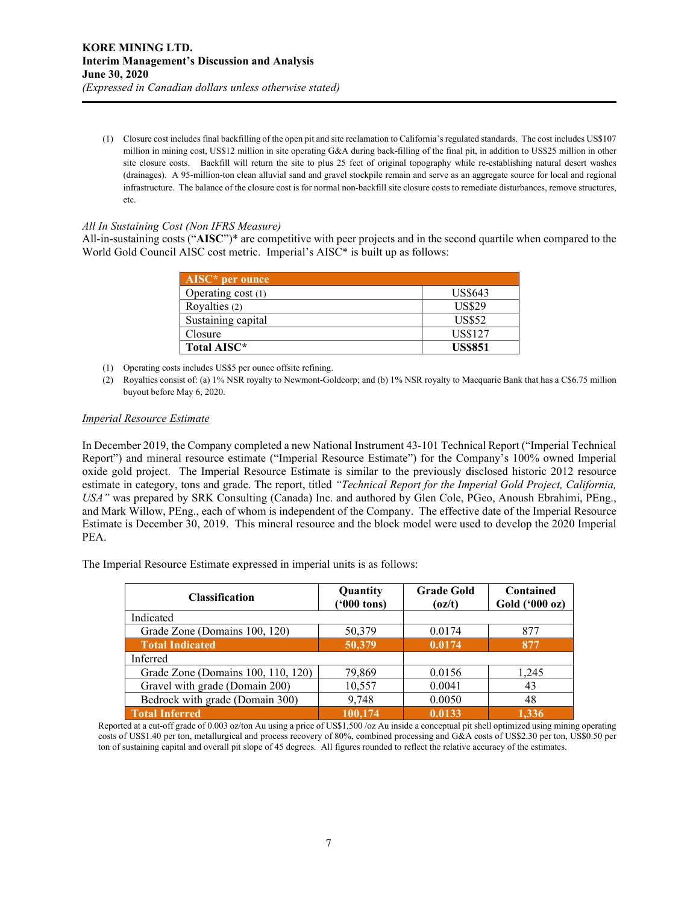(1) Closure cost includes final backfilling of the open pit and site reclamation to California's regulated standards. The cost includes US$107 million in mining cost, US$12 million in site operating G&A during back-filling of the final pit, in addition to US$25 million in other site closure costs. Backfill will return the site to plus 25 feet of original topography while re-establishing natural desert washes (drainages). A 95-million-ton clean alluvial sand and gravel stockpile remain and serve as an aggregate source for local and regional infrastructure. The balance of the closure cost is for normal non-backfill site closure costs to remediate disturbances, remove structures, etc.

*All In Sustaining Cost (Non IFRS Measure)*

All-in-sustaining costs ("**AISC**")* are competitive with peer projects and in the second quartile when compared to the World Gold Council AISC cost metric. Imperial's AISC* is built up as follows:

| AISC* per ounce | |
|---|---|
| Operating cost (1) | US$643 |
| Royalties (2) | US$29 |
| Sustaining capital | US$52 |
| Closure | US$127 |
| **Total AISC*** | **US$851** |

(1) Operating costs includes US$5 per ounce offsite refining.
(2) Royalties consist of: (a) 1% NSR royalty to Newmont-Goldcorp; and (b) 1% NSR royalty to Macquarie Bank that has a C$6.75 million buyout before May 6, 2020.

*Imperial Resource Estimate*

In December 2019, the Company completed a new National Instrument 43-101 Technical Report ("Imperial Technical Report") and mineral resource estimate ("Imperial Resource Estimate") for the Company's 100% owned Imperial oxide gold project. The Imperial Resource Estimate is similar to the previously disclosed historic 2012 resource estimate in category, tons and grade. The report, titled *"Technical Report for the Imperial Gold Project, California, USA"* was prepared by SRK Consulting (Canada) Inc. and authored by Glen Cole, PGeo, Anoush Ebrahimi, PEng., and Mark Willow, PEng., each of whom is independent of the Company. The effective date of the Imperial Resource Estimate is December 30, 2019. This mineral resource and the block model were used to develop the 2020 Imperial PEA.

The Imperial Resource Estimate expressed in imperial units is as follows:

| Classification | Quantity ('000 tons) | Grade Gold (oz/t) | Contained Gold ('000 oz) |
|---|---|---|---|
| Indicated | | | |
| Grade Zone (Domains 100, 120) | 50,379 | 0.0174 | 877 |
| **Total Indicated** | **50,379** | **0.0174** | **877** |
| Inferred | | | |
| Grade Zone (Domains 100, 110, 120) | 79,869 | 0.0156 | 1,245 |
| Gravel with grade (Domain 200) | 10,557 | 0.0041 | 43 |
| Bedrock with grade (Domain 300) | 9,748 | 0.0050 | 48 |
| **Total Inferred** | **100,174** | **0.0133** | **1,336** |

Reported at a cut-off grade of 0.003 oz/ton Au using a price of US$1,500 /oz Au inside a conceptual pit shell optimized using mining operating costs of US$1.40 per ton, metallurgical and process recovery of 80%, combined processing and G&A costs of US$2.30 per ton, US$0.50 per ton of sustaining capital and overall pit slope of 45 degrees. All figures rounded to reflect the relative accuracy of the estimates.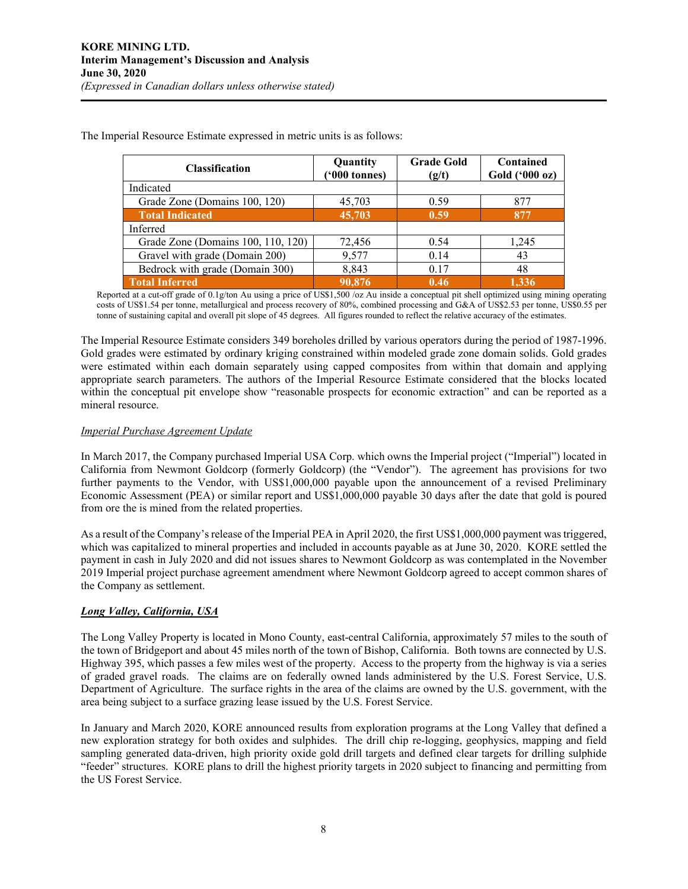The Imperial Resource Estimate expressed in metric units is as follows:

| Classification | Quantity ('000 tonnes) | Grade Gold (g/t) | Contained Gold ('000 oz) |
|---|---|---|---|
| Indicated | | | |
| Grade Zone (Domains 100, 120) | 45,703 | 0.59 | 877 |
| **Total Indicated** | **45,703** | **0.59** | **877** |
| Inferred | | | |
| Grade Zone (Domains 100, 110, 120) | 72,456 | 0.54 | 1,245 |
| Gravel with grade (Domain 200) | 9,577 | 0.14 | 43 |
| Bedrock with grade (Domain 300) | 8,843 | 0.17 | 48 |
| **Total Inferred** | **90,876** | **0.46** | **1,336** |

Reported at a cut-off grade of 0.1g/ton Au using a price of US$1,500 /oz Au inside a conceptual pit shell optimized using mining operating costs of US$1.54 per tonne, metallurgical and process recovery of 80%, combined processing and G&A of US$2.53 per tonne, US$0.55 per tonne of sustaining capital and overall pit slope of 45 degrees. All figures rounded to reflect the relative accuracy of the estimates.

The Imperial Resource Estimate considers 349 boreholes drilled by various operators during the period of 1987-1996. Gold grades were estimated by ordinary kriging constrained within modeled grade zone domain solids. Gold grades were estimated within each domain separately using capped composites from within that domain and applying appropriate search parameters. The authors of the Imperial Resource Estimate considered that the blocks located within the conceptual pit envelope show "reasonable prospects for economic extraction" and can be reported as a mineral resource.

*Imperial Purchase Agreement Update*

In March 2017, the Company purchased Imperial USA Corp. which owns the Imperial project ("Imperial") located in California from Newmont Goldcorp (formerly Goldcorp) (the "Vendor"). The agreement has provisions for two further payments to the Vendor, with US$1,000,000 payable upon the announcement of a revised Preliminary Economic Assessment (PEA) or similar report and US$1,000,000 payable 30 days after the date that gold is poured from ore the is mined from the related properties.

As a result of the Company's release of the Imperial PEA in April 2020, the first US$1,000,000 payment was triggered, which was capitalized to mineral properties and included in accounts payable as at June 30, 2020. KORE settled the payment in cash in July 2020 and did not issues shares to Newmont Goldcorp as was contemplated in the November 2019 Imperial project purchase agreement amendment where Newmont Goldcorp agreed to accept common shares of the Company as settlement.

***Long Valley, California, USA***

The Long Valley Property is located in Mono County, east-central California, approximately 57 miles to the south of the town of Bridgeport and about 45 miles north of the town of Bishop, California. Both towns are connected by U.S. Highway 395, which passes a few miles west of the property. Access to the property from the highway is via a series of graded gravel roads. The claims are on federally owned lands administered by the U.S. Forest Service, U.S. Department of Agriculture. The surface rights in the area of the claims are owned by the U.S. government, with the area being subject to a surface grazing lease issued by the U.S. Forest Service.

In January and March 2020, KORE announced results from exploration programs at the Long Valley that defined a new exploration strategy for both oxides and sulphides. The drill chip re-logging, geophysics, mapping and field sampling generated data-driven, high priority oxide gold drill targets and defined clear targets for drilling sulphide "feeder" structures. KORE plans to drill the highest priority targets in 2020 subject to financing and permitting from the US Forest Service.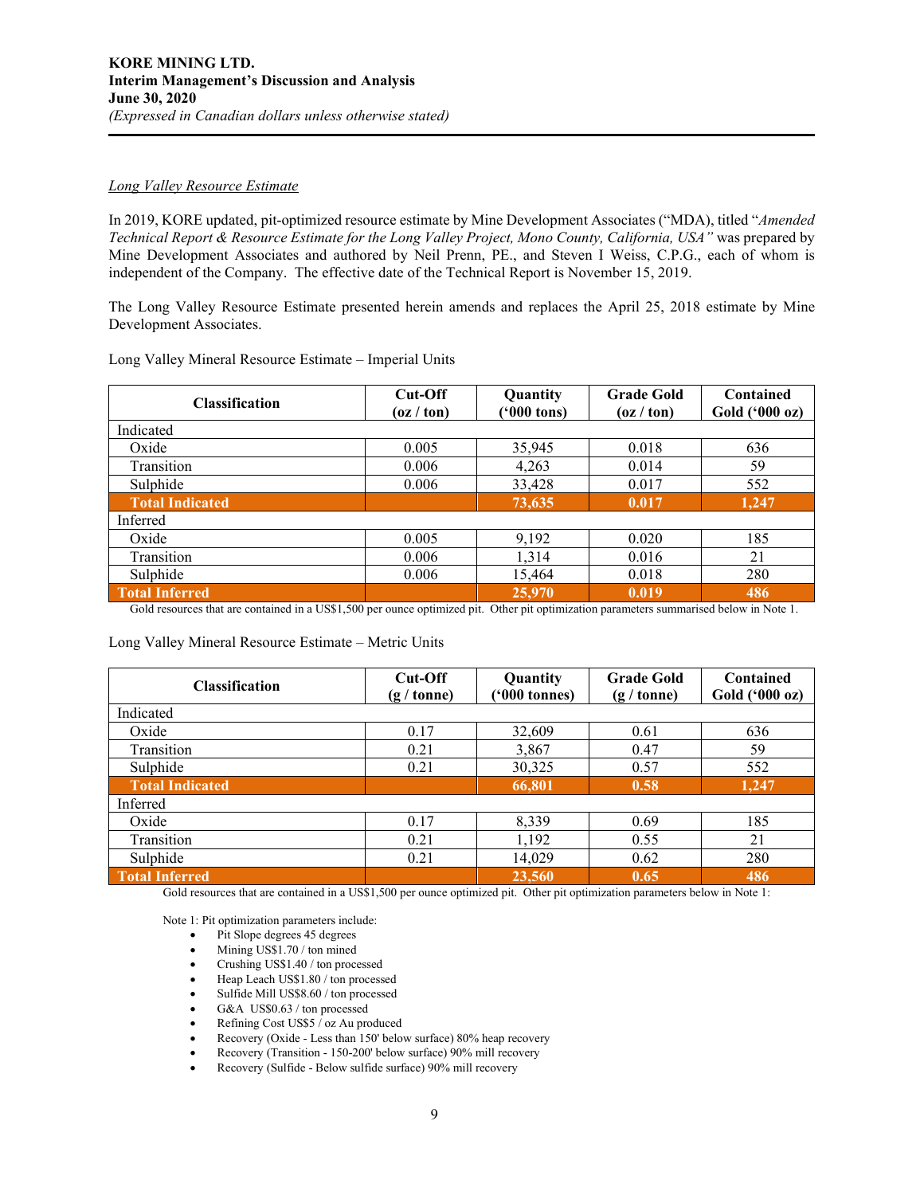*Long Valley Resource Estimate*

In 2019, KORE updated, pit-optimized resource estimate by Mine Development Associates ("MDA), titled "*Amended Technical Report & Resource Estimate for the Long Valley Project, Mono County, California, USA"* was prepared by Mine Development Associates and authored by Neil Prenn, PE., and Steven I Weiss, C.P.G., each of whom is independent of the Company. The effective date of the Technical Report is November 15, 2019.

The Long Valley Resource Estimate presented herein amends and replaces the April 25, 2018 estimate by Mine Development Associates.

Long Valley Mineral Resource Estimate – Imperial Units

| Classification | Cut-Off (oz / ton) | Quantity ('000 tons) | Grade Gold (oz / ton) | Contained Gold ('000 oz) |
|---|---|---|---|---|
| Indicated | | | | |
| Oxide | 0.005 | 35,945 | 0.018 | 636 |
| Transition | 0.006 | 4,263 | 0.014 | 59 |
| Sulphide | 0.006 | 33,428 | 0.017 | 552 |
| **Total Indicated** | | **73,635** | **0.017** | **1,247** |
| Inferred | | | | |
| Oxide | 0.005 | 9,192 | 0.020 | 185 |
| Transition | 0.006 | 1,314 | 0.016 | 21 |
| Sulphide | 0.006 | 15,464 | 0.018 | 280 |
| **Total Inferred** | | **25,970** | **0.019** | **486** |

Gold resources that are contained in a US$1,500 per ounce optimized pit. Other pit optimization parameters summarised below in Note 1.

Long Valley Mineral Resource Estimate – Metric Units

| Classification | Cut-Off (g / tonne) | Quantity ('000 tonnes) | Grade Gold (g / tonne) | Contained Gold ('000 oz) |
|---|---|---|---|---|
| Indicated | | | | |
| Oxide | 0.17 | 32,609 | 0.61 | 636 |
| Transition | 0.21 | 3,867 | 0.47 | 59 |
| Sulphide | 0.21 | 30,325 | 0.57 | 552 |
| **Total Indicated** | | **66,801** | **0.58** | **1,247** |
| Inferred | | | | |
| Oxide | 0.17 | 8,339 | 0.69 | 185 |
| Transition | 0.21 | 1,192 | 0.55 | 21 |
| Sulphide | 0.21 | 14,029 | 0.62 | 280 |
| **Total Inferred** | | **23,560** | **0.65** | **486** |

Gold resources that are contained in a US$1,500 per ounce optimized pit. Other pit optimization parameters below in Note 1:

Note 1: Pit optimization parameters include:

- Pit Slope degrees 45 degrees
- Mining US$1.70 / ton mined
- Crushing US$1.40 / ton processed
- Heap Leach US$1.80 / ton processed
- Sulfide Mill US$8.60 / ton processed
- G&A US$0.63 / ton processed
- Refining Cost US$5 / oz Au produced
- Recovery (Oxide - Less than 150' below surface) 80% heap recovery
- Recovery (Transition - 150-200' below surface) 90% mill recovery
- Recovery (Sulfide - Below sulfide surface) 90% mill recovery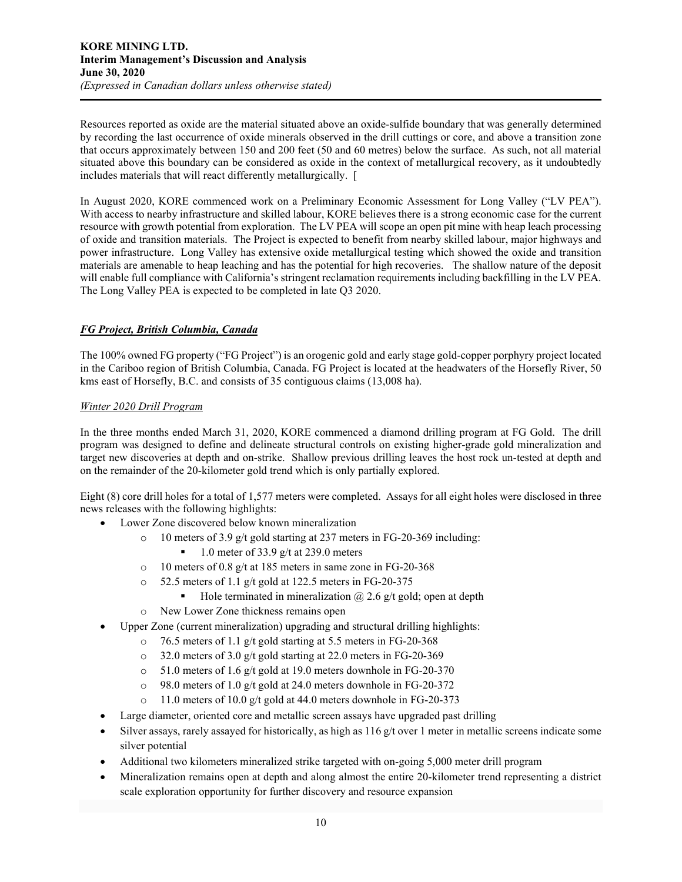Resources reported as oxide are the material situated above an oxide-sulfide boundary that was generally determined by recording the last occurrence of oxide minerals observed in the drill cuttings or core, and above a transition zone that occurs approximately between 150 and 200 feet (50 and 60 metres) below the surface. As such, not all material situated above this boundary can be considered as oxide in the context of metallurgical recovery, as it undoubtedly includes materials that will react differently metallurgically. [

In August 2020, KORE commenced work on a Preliminary Economic Assessment for Long Valley ("LV PEA"). With access to nearby infrastructure and skilled labour, KORE believes there is a strong economic case for the current resource with growth potential from exploration. The LV PEA will scope an open pit mine with heap leach processing of oxide and transition materials. The Project is expected to benefit from nearby skilled labour, major highways and power infrastructure. Long Valley has extensive oxide metallurgical testing which showed the oxide and transition materials are amenable to heap leaching and has the potential for high recoveries. The shallow nature of the deposit will enable full compliance with California's stringent reclamation requirements including backfilling in the LV PEA. The Long Valley PEA is expected to be completed in late Q3 2020.

## *FG Project, British Columbia, Canada*

The 100% owned FG property ("FG Project") is an orogenic gold and early stage gold-copper porphyry project located in the Cariboo region of British Columbia, Canada. FG Project is located at the headwaters of the Horsefly River, 50 kms east of Horsefly, B.C. and consists of 35 contiguous claims (13,008 ha).

### *Winter 2020 Drill Program*

In the three months ended March 31, 2020, KORE commenced a diamond drilling program at FG Gold. The drill program was designed to define and delineate structural controls on existing higher-grade gold mineralization and target new discoveries at depth and on-strike. Shallow previous drilling leaves the host rock un-tested at depth and on the remainder of the 20-kilometer gold trend which is only partially explored.

Eight (8) core drill holes for a total of 1,577 meters were completed. Assays for all eight holes were disclosed in three news releases with the following highlights:

- Lower Zone discovered below known mineralization
  - 10 meters of 3.9 g/t gold starting at 237 meters in FG-20-369 including:
    - 1.0 meter of 33.9 g/t at 239.0 meters
  - 10 meters of 0.8 g/t at 185 meters in same zone in FG-20-368
  - 52.5 meters of 1.1 g/t gold at 122.5 meters in FG-20-375
    - Hole terminated in mineralization @ 2.6 g/t gold; open at depth
  - New Lower Zone thickness remains open
- Upper Zone (current mineralization) upgrading and structural drilling highlights:
  - 76.5 meters of 1.1 g/t gold starting at 5.5 meters in FG-20-368
  - 32.0 meters of 3.0 g/t gold starting at 22.0 meters in FG-20-369
  - 51.0 meters of 1.6 g/t gold at 19.0 meters downhole in FG-20-370
  - 98.0 meters of 1.0 g/t gold at 24.0 meters downhole in FG-20-372
  - 11.0 meters of 10.0 g/t gold at 44.0 meters downhole in FG-20-373
- Large diameter, oriented core and metallic screen assays have upgraded past drilling
- Silver assays, rarely assayed for historically, as high as 116 g/t over 1 meter in metallic screens indicate some silver potential
- Additional two kilometers mineralized strike targeted with on-going 5,000 meter drill program
- Mineralization remains open at depth and along almost the entire 20-kilometer trend representing a district scale exploration opportunity for further discovery and resource expansion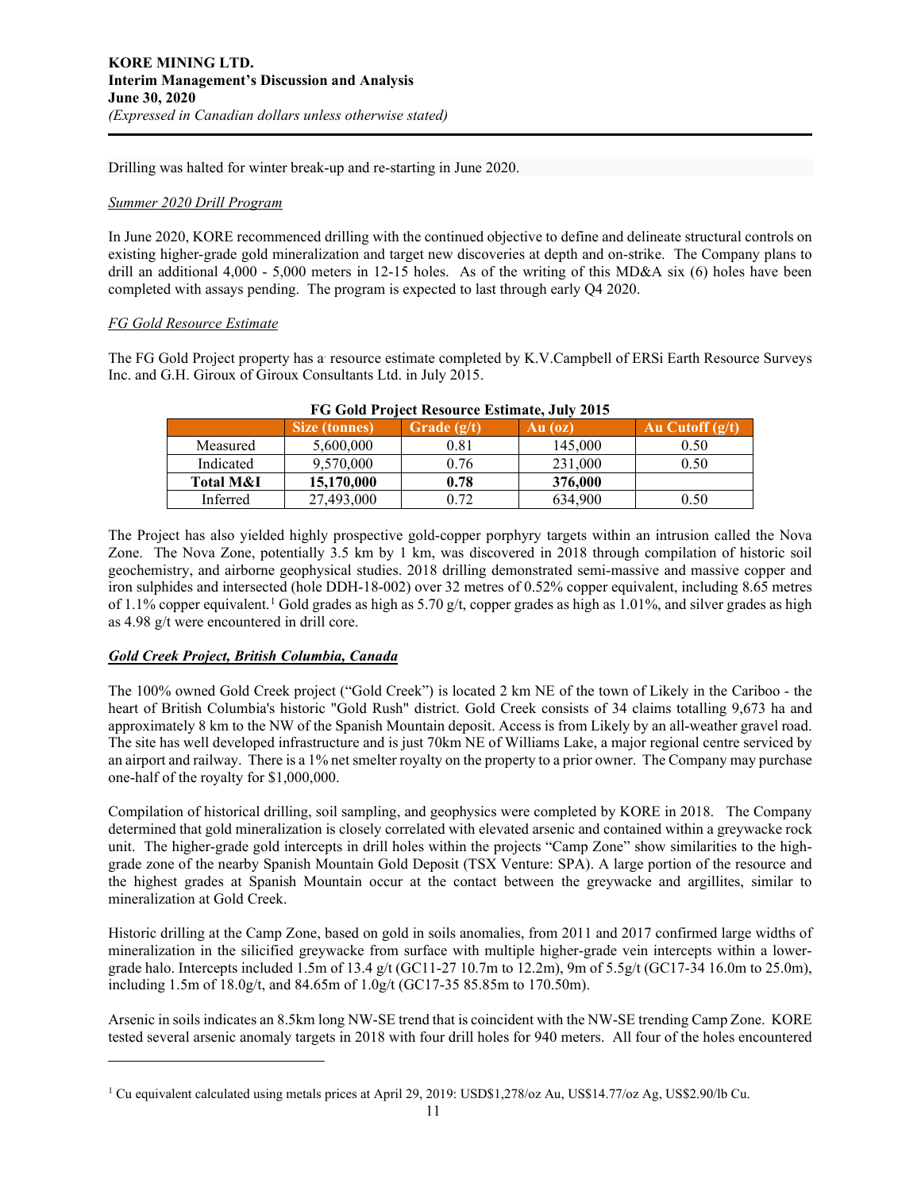Drilling was halted for winter break-up and re-starting in June 2020.

*Summer 2020 Drill Program*

In June 2020, KORE recommenced drilling with the continued objective to define and delineate structural controls on existing higher-grade gold mineralization and target new discoveries at depth and on-strike. The Company plans to drill an additional 4,000 - 5,000 meters in 12-15 holes. As of the writing of this MD&A six (6) holes have been completed with assays pending. The program is expected to last through early Q4 2020.

*FG Gold Resource Estimate*

The FG Gold Project property has a resource estimate completed by K.V.Campbell of ERSi Earth Resource Surveys Inc. and G.H. Giroux of Giroux Consultants Ltd. in July 2015.

**FG Gold Project Resource Estimate, July 2015**

| | Size (tonnes) | Grade (g/t) | Au (oz) | Au Cutoff (g/t) |
|---|---|---|---|---|
| Measured | 5,600,000 | 0.81 | 145,000 | 0.50 |
| Indicated | 9,570,000 | 0.76 | 231,000 | 0.50 |
| **Total M&I** | **15,170,000** | **0.78** | **376,000** | |
| Inferred | 27,493,000 | 0.72 | 634,900 | 0.50 |

The Project has also yielded highly prospective gold-copper porphyry targets within an intrusion called the Nova Zone. The Nova Zone, potentially 3.5 km by 1 km, was discovered in 2018 through compilation of historic soil geochemistry, and airborne geophysical studies. 2018 drilling demonstrated semi-massive and massive copper and iron sulphides and intersected (hole DDH-18-002) over 32 metres of 0.52% copper equivalent, including 8.65 metres of 1.1% copper equivalent.[1] Gold grades as high as 5.70 g/t, copper grades as high as 1.01%, and silver grades as high as 4.98 g/t were encountered in drill core.

## ***Gold Creek Project, British Columbia, Canada***

The 100% owned Gold Creek project ("Gold Creek") is located 2 km NE of the town of Likely in the Cariboo - the heart of British Columbia's historic "Gold Rush" district. Gold Creek consists of 34 claims totalling 9,673 ha and approximately 8 km to the NW of the Spanish Mountain deposit. Access is from Likely by an all-weather gravel road. The site has well developed infrastructure and is just 70km NE of Williams Lake, a major regional centre serviced by an airport and railway. There is a 1% net smelter royalty on the property to a prior owner. The Company may purchase one-half of the royalty for $1,000,000.

Compilation of historical drilling, soil sampling, and geophysics were completed by KORE in 2018. The Company determined that gold mineralization is closely correlated with elevated arsenic and contained within a greywacke rock unit. The higher-grade gold intercepts in drill holes within the projects "Camp Zone" show similarities to the high-grade zone of the nearby Spanish Mountain Gold Deposit (TSX Venture: SPA). A large portion of the resource and the highest grades at Spanish Mountain occur at the contact between the greywacke and argillites, similar to mineralization at Gold Creek.

Historic drilling at the Camp Zone, based on gold in soils anomalies, from 2011 and 2017 confirmed large widths of mineralization in the silicified greywacke from surface with multiple higher-grade vein intercepts within a lower-grade halo. Intercepts included 1.5m of 13.4 g/t (GC11-27 10.7m to 12.2m), 9m of 5.5g/t (GC17-34 16.0m to 25.0m), including 1.5m of 18.0g/t, and 84.65m of 1.0g/t (GC17-35 85.85m to 170.50m).

Arsenic in soils indicates an 8.5km long NW-SE trend that is coincident with the NW-SE trending Camp Zone. KORE tested several arsenic anomaly targets in 2018 with four drill holes for 940 meters. All four of the holes encountered

---

[1] Cu equivalent calculated using metals prices at April 29, 2019: USD$1,278/oz Au, US$14.77/oz Ag, US$2.90/lb Cu.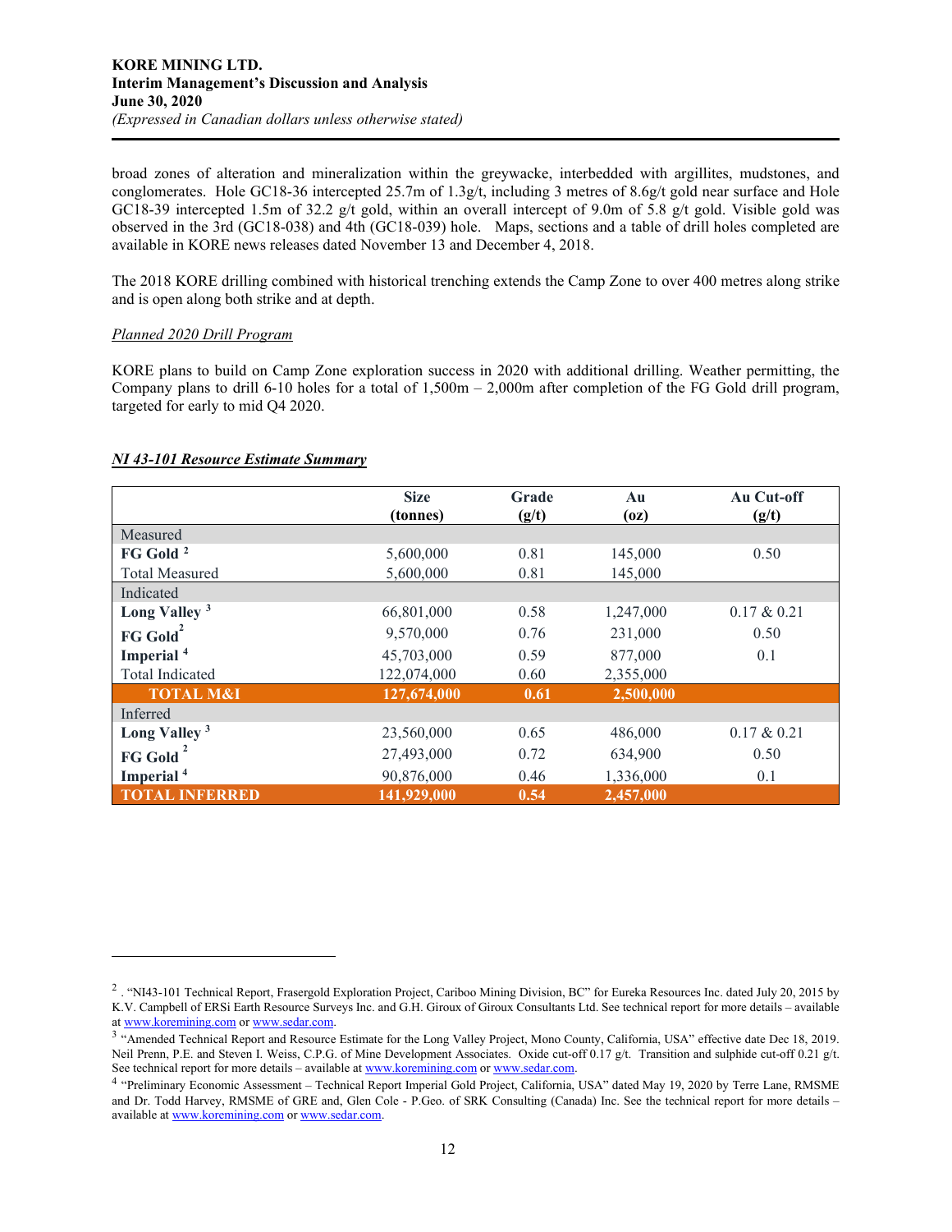broad zones of alteration and mineralization within the greywacke, interbedded with argillites, mudstones, and conglomerates. Hole GC18-36 intercepted 25.7m of 1.3g/t, including 3 metres of 8.6g/t gold near surface and Hole GC18-39 intercepted 1.5m of 32.2 g/t gold, within an overall intercept of 9.0m of 5.8 g/t gold. Visible gold was observed in the 3rd (GC18-038) and 4th (GC18-039) hole. Maps, sections and a table of drill holes completed are available in KORE news releases dated November 13 and December 4, 2018.

The 2018 KORE drilling combined with historical trenching extends the Camp Zone to over 400 metres along strike and is open along both strike and at depth.

*Planned 2020 Drill Program*

KORE plans to build on Camp Zone exploration success in 2020 with additional drilling. Weather permitting, the Company plans to drill 6-10 holes for a total of 1,500m – 2,000m after completion of the FG Gold drill program, targeted for early to mid Q4 2020.

***NI 43-101 Resource Estimate Summary***

| | Size (tonnes) | Grade (g/t) | Au (oz) | Au Cut-off (g/t) |
|---|---|---|---|---|
| Measured | | | | |
| **FG Gold** [2] | 5,600,000 | 0.81 | 145,000 | 0.50 |
| Total Measured | 5,600,000 | 0.81 | 145,000 | |
| Indicated | | | | |
| **Long Valley** [3] | 66,801,000 | 0.58 | 1,247,000 | 0.17 & 0.21 |
| **FG Gold** [2] | 9,570,000 | 0.76 | 231,000 | 0.50 |
| **Imperial** [4] | 45,703,000 | 0.59 | 877,000 | 0.1 |
| Total Indicated | 122,074,000 | 0.60 | 2,355,000 | |
| **TOTAL M&I** | **127,674,000** | **0.61** | **2,500,000** | |
| Inferred | | | | |
| **Long Valley** [3] | 23,560,000 | 0.65 | 486,000 | 0.17 & 0.21 |
| **FG Gold** [2] | 27,493,000 | 0.72 | 634,900 | 0.50 |
| **Imperial** [4] | 90,876,000 | 0.46 | 1,336,000 | 0.1 |
| **TOTAL INFERRED** | **141,929,000** | **0.54** | **2,457,000** | |

---

[2] . "NI43-101 Technical Report, Frasergold Exploration Project, Cariboo Mining Division, BC" for Eureka Resources Inc. dated July 20, 2015 by K.V. Campbell of ERSi Earth Resource Surveys Inc. and G.H. Giroux of Giroux Consultants Ltd. See technical report for more details – available at www.koremining.com or www.sedar.com.

[3] "Amended Technical Report and Resource Estimate for the Long Valley Project, Mono County, California, USA" effective date Dec 18, 2019. Neil Prenn, P.E. and Steven I. Weiss, C.P.G. of Mine Development Associates. Oxide cut-off 0.17 g/t. Transition and sulphide cut-off 0.21 g/t. See technical report for more details – available at www.koremining.com or www.sedar.com.

[4] "Preliminary Economic Assessment – Technical Report Imperial Gold Project, California, USA" dated May 19, 2020 by Terre Lane, RMSME and Dr. Todd Harvey, RMSME of GRE and, Glen Cole - P.Geo. of SRK Consulting (Canada) Inc. See the technical report for more details – available at www.koremining.com or www.sedar.com.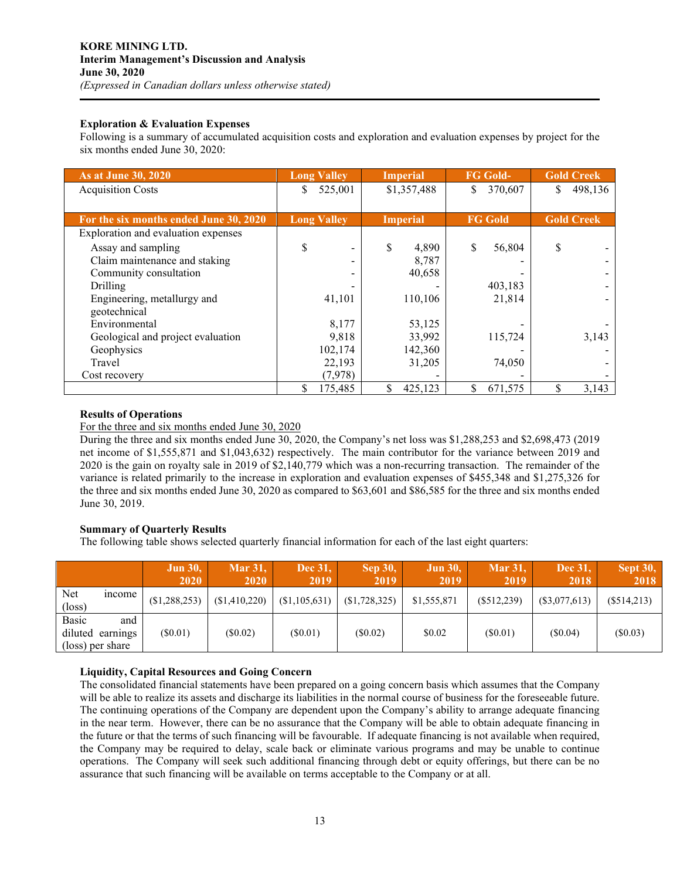**KORE MINING LTD.**
**Interim Management's Discussion and Analysis**
**June 30, 2020**
*(Expressed in Canadian dollars unless otherwise stated)*

**Exploration & Evaluation Expenses**

Following is a summary of accumulated acquisition costs and exploration and evaluation expenses by project for the six months ended June 30, 2020:

| As at June 30, 2020 | Long Valley | Imperial | FG Gold- | Gold Creek |
|---|---|---|---|---|
| Acquisition Costs | $ 525,001 | $1,357,488 | $ 370,607 | $ 498,136 |

| For the six months ended June 30, 2020 | Long Valley | Imperial | FG Gold | Gold Creek |
|---|---|---|---|---|
| Exploration and evaluation expenses | | | | |
| Assay and sampling | $ - | $ 4,890 | $ 56,804 | $ - |
| Claim maintenance and staking | - | 8,787 | - | - |
| Community consultation | - | 40,658 | - | - |
| Drilling | - | - | 403,183 | - |
| Engineering, metallurgy and geotechnical | 41,101 | 110,106 | 21,814 | - |
| Environmental | 8,177 | 53,125 | - | - |
| Geological and project evaluation | 9,818 | 33,992 | 115,724 | 3,143 |
| Geophysics | 102,174 | 142,360 | - | - |
| Travel | 22,193 | 31,205 | 74,050 | - |
| Cost recovery | (7,978) | - | - | - |
| | $ 175,485 | $ 425,123 | $ 671,575 | $ 3,143 |

**Results of Operations**

For the three and six months ended June 30, 2020

During the three and six months ended June 30, 2020, the Company's net loss was $1,288,253 and $2,698,473 (2019 net income of $1,555,871 and $1,043,632) respectively. The main contributor for the variance between 2019 and 2020 is the gain on royalty sale in 2019 of $2,140,779 which was a non-recurring transaction. The remainder of the variance is related primarily to the increase in exploration and evaluation expenses of $455,348 and $1,275,326 for the three and six months ended June 30, 2020 as compared to $63,601 and $86,585 for the three and six months ended June 30, 2019.

**Summary of Quarterly Results**

The following table shows selected quarterly financial information for each of the last eight quarters:

| | Jun 30, 2020 | Mar 31, 2020 | Dec 31, 2019 | Sep 30, 2019 | Jun 30, 2019 | Mar 31, 2019 | Dec 31, 2018 | Sept 30, 2018 |
|---|---|---|---|---|---|---|---|---|
| Net income (loss) | ($1,288,253) | ($1,410,220) | ($1,105,631) | ($1,728,325) | $1,555,871 | ($512,239) | ($3,077,613) | ($514,213) |
| Basic and diluted earnings (loss) per share | ($0.01) | ($0.02) | ($0.01) | ($0.02) | $0.02 | ($0.01) | ($0.04) | ($0.03) |

**Liquidity, Capital Resources and Going Concern**

The consolidated financial statements have been prepared on a going concern basis which assumes that the Company will be able to realize its assets and discharge its liabilities in the normal course of business for the foreseeable future. The continuing operations of the Company are dependent upon the Company's ability to arrange adequate financing in the near term. However, there can be no assurance that the Company will be able to obtain adequate financing in the future or that the terms of such financing will be favourable. If adequate financing is not available when required, the Company may be required to delay, scale back or eliminate various programs and may be unable to continue operations. The Company will seek such additional financing through debt or equity offerings, but there can be no assurance that such financing will be available on terms acceptable to the Company or at all.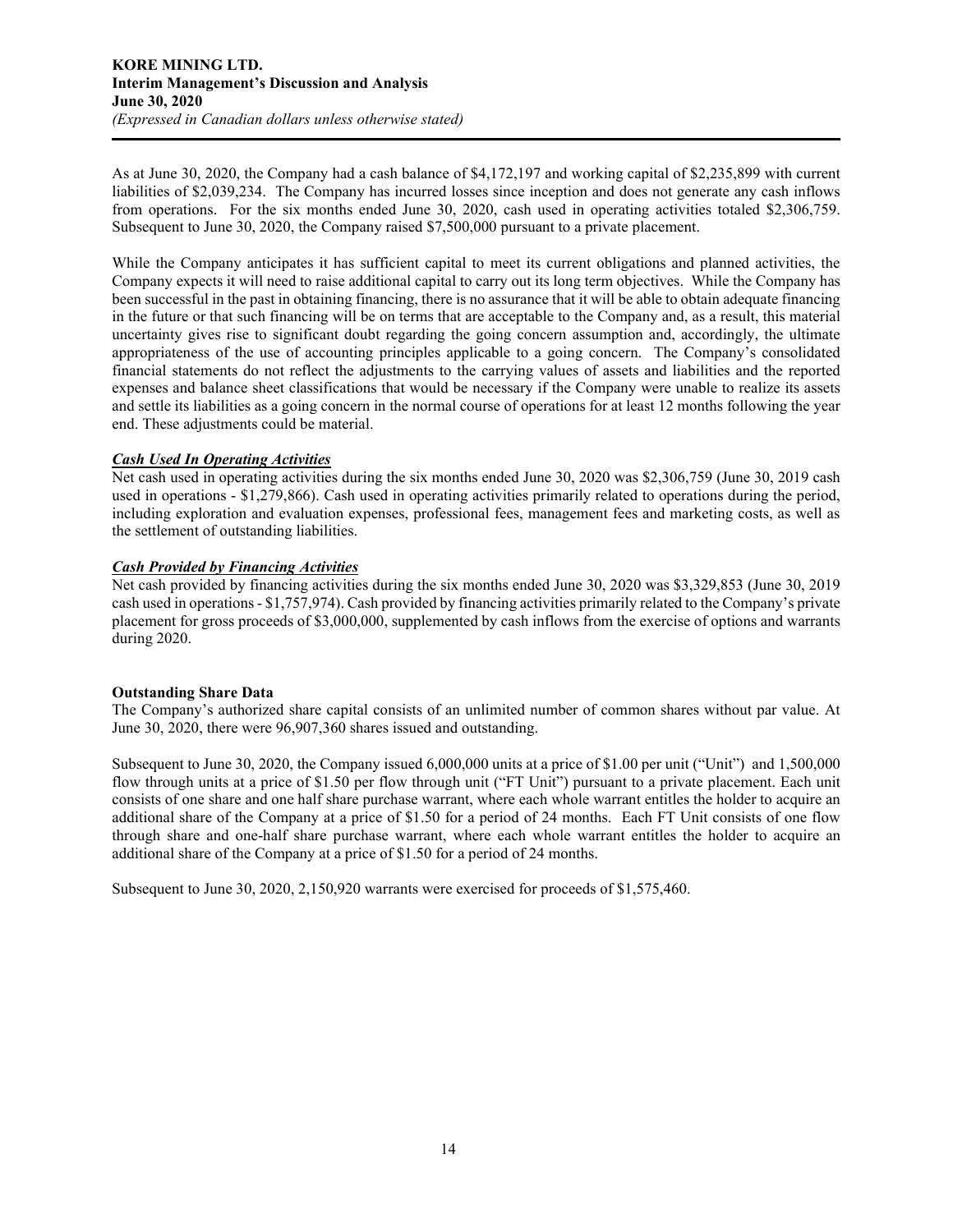As at June 30, 2020, the Company had a cash balance of $4,172,197 and working capital of $2,235,899 with current liabilities of $2,039,234. The Company has incurred losses since inception and does not generate any cash inflows from operations. For the six months ended June 30, 2020, cash used in operating activities totaled $2,306,759. Subsequent to June 30, 2020, the Company raised $7,500,000 pursuant to a private placement.

While the Company anticipates it has sufficient capital to meet its current obligations and planned activities, the Company expects it will need to raise additional capital to carry out its long term objectives. While the Company has been successful in the past in obtaining financing, there is no assurance that it will be able to obtain adequate financing in the future or that such financing will be on terms that are acceptable to the Company and, as a result, this material uncertainty gives rise to significant doubt regarding the going concern assumption and, accordingly, the ultimate appropriateness of the use of accounting principles applicable to a going concern. The Company's consolidated financial statements do not reflect the adjustments to the carrying values of assets and liabilities and the reported expenses and balance sheet classifications that would be necessary if the Company were unable to realize its assets and settle its liabilities as a going concern in the normal course of operations for at least 12 months following the year end. These adjustments could be material.

***Cash Used In Operating Activities***

Net cash used in operating activities during the six months ended June 30, 2020 was $2,306,759 (June 30, 2019 cash used in operations - $1,279,866). Cash used in operating activities primarily related to operations during the period, including exploration and evaluation expenses, professional fees, management fees and marketing costs, as well as the settlement of outstanding liabilities.

***Cash Provided by Financing Activities***

Net cash provided by financing activities during the six months ended June 30, 2020 was $3,329,853 (June 30, 2019 cash used in operations - $1,757,974). Cash provided by financing activities primarily related to the Company's private placement for gross proceeds of $3,000,000, supplemented by cash inflows from the exercise of options and warrants during 2020.

**Outstanding Share Data**

The Company's authorized share capital consists of an unlimited number of common shares without par value. At June 30, 2020, there were 96,907,360 shares issued and outstanding.

Subsequent to June 30, 2020, the Company issued 6,000,000 units at a price of $1.00 per unit ("Unit") and 1,500,000 flow through units at a price of $1.50 per flow through unit ("FT Unit") pursuant to a private placement. Each unit consists of one share and one half share purchase warrant, where each whole warrant entitles the holder to acquire an additional share of the Company at a price of $1.50 for a period of 24 months. Each FT Unit consists of one flow through share and one-half share purchase warrant, where each whole warrant entitles the holder to acquire an additional share of the Company at a price of $1.50 for a period of 24 months.

Subsequent to June 30, 2020, 2,150,920 warrants were exercised for proceeds of $1,575,460.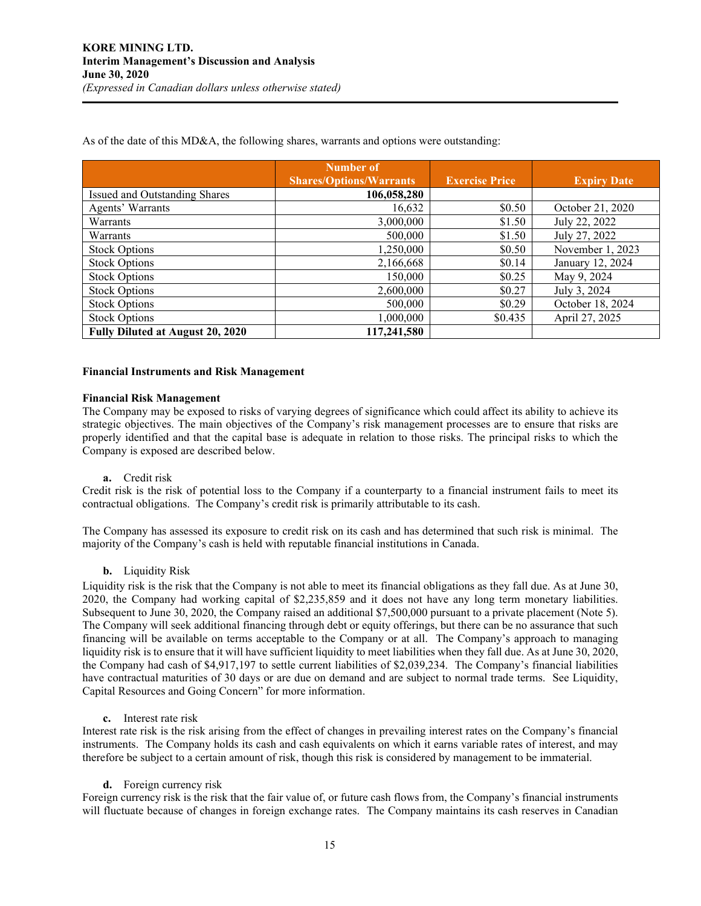As of the date of this MD&A, the following shares, warrants and options were outstanding:

| | Number of Shares/Options/Warrants | Exercise Price | Expiry Date |
|---|---|---|---|
| Issued and Outstanding Shares | **106,058,280** | | |
| Agents' Warrants | 16,632 | $0.50 | October 21, 2020 |
| Warrants | 3,000,000 | $1.50 | July 22, 2022 |
| Warrants | 500,000 | $1.50 | July 27, 2022 |
| Stock Options | 1,250,000 | $0.50 | November 1, 2023 |
| Stock Options | 2,166,668 | $0.14 | January 12, 2024 |
| Stock Options | 150,000 | $0.25 | May 9, 2024 |
| Stock Options | 2,600,000 | $0.27 | July 3, 2024 |
| Stock Options | 500,000 | $0.29 | October 18, 2024 |
| Stock Options | 1,000,000 | $0.435 | April 27, 2025 |
| **Fully Diluted at August 20, 2020** | **117,241,580** | | |

## Financial Instruments and Risk Management

### Financial Risk Management

The Company may be exposed to risks of varying degrees of significance which could affect its ability to achieve its strategic objectives. The main objectives of the Company's risk management processes are to ensure that risks are properly identified and that the capital base is adequate in relation to those risks. The principal risks to which the Company is exposed are described below.

**a.** Credit risk

Credit risk is the risk of potential loss to the Company if a counterparty to a financial instrument fails to meet its contractual obligations. The Company's credit risk is primarily attributable to its cash.

The Company has assessed its exposure to credit risk on its cash and has determined that such risk is minimal. The majority of the Company's cash is held with reputable financial institutions in Canada.

**b.** Liquidity Risk

Liquidity risk is the risk that the Company is not able to meet its financial obligations as they fall due. As at June 30, 2020, the Company had working capital of $2,235,859 and it does not have any long term monetary liabilities. Subsequent to June 30, 2020, the Company raised an additional $7,500,000 pursuant to a private placement (Note 5). The Company will seek additional financing through debt or equity offerings, but there can be no assurance that such financing will be available on terms acceptable to the Company or at all. The Company's approach to managing liquidity risk is to ensure that it will have sufficient liquidity to meet liabilities when they fall due. As at June 30, 2020, the Company had cash of $4,917,197 to settle current liabilities of $2,039,234. The Company's financial liabilities have contractual maturities of 30 days or are due on demand and are subject to normal trade terms. See Liquidity, Capital Resources and Going Concern" for more information.

**c.** Interest rate risk

Interest rate risk is the risk arising from the effect of changes in prevailing interest rates on the Company's financial instruments. The Company holds its cash and cash equivalents on which it earns variable rates of interest, and may therefore be subject to a certain amount of risk, though this risk is considered by management to be immaterial.

**d.** Foreign currency risk

Foreign currency risk is the risk that the fair value of, or future cash flows from, the Company's financial instruments will fluctuate because of changes in foreign exchange rates. The Company maintains its cash reserves in Canadian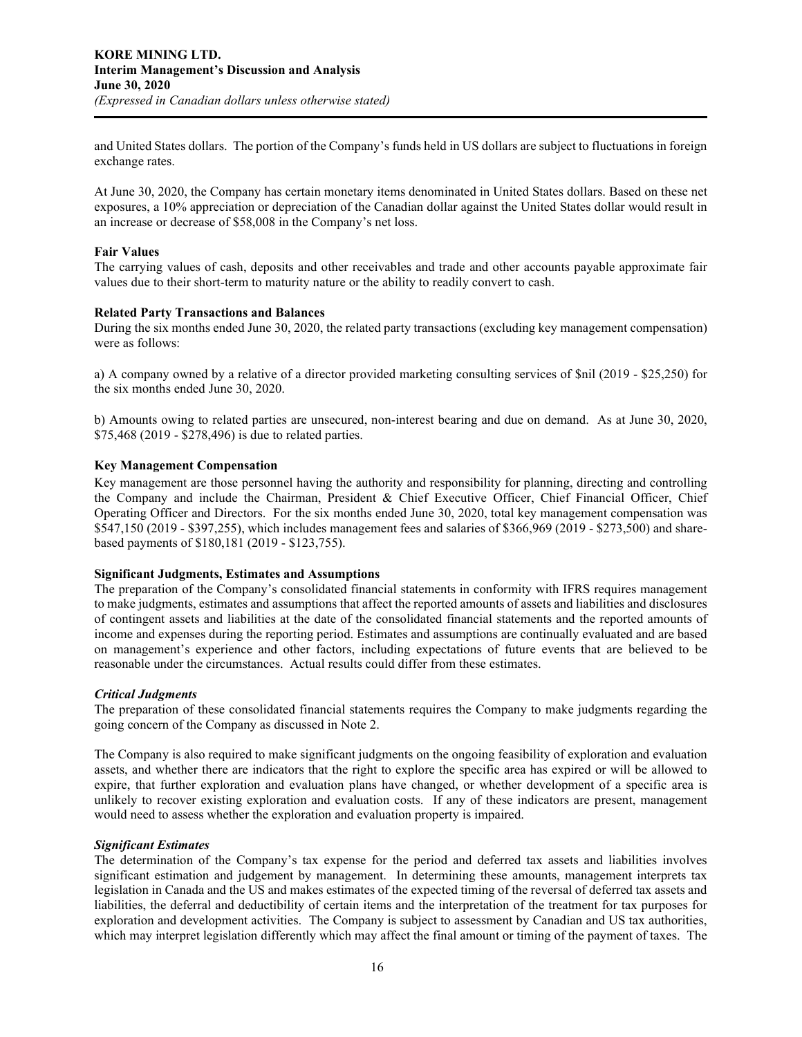and United States dollars. The portion of the Company's funds held in US dollars are subject to fluctuations in foreign exchange rates.

At June 30, 2020, the Company has certain monetary items denominated in United States dollars. Based on these net exposures, a 10% appreciation or depreciation of the Canadian dollar against the United States dollar would result in an increase or decrease of $58,008 in the Company's net loss.

**Fair Values**

The carrying values of cash, deposits and other receivables and trade and other accounts payable approximate fair values due to their short-term to maturity nature or the ability to readily convert to cash.

**Related Party Transactions and Balances**

During the six months ended June 30, 2020, the related party transactions (excluding key management compensation) were as follows:

a) A company owned by a relative of a director provided marketing consulting services of $nil (2019 - $25,250) for the six months ended June 30, 2020.

b) Amounts owing to related parties are unsecured, non-interest bearing and due on demand. As at June 30, 2020, $75,468 (2019 - $278,496) is due to related parties.

**Key Management Compensation**

Key management are those personnel having the authority and responsibility for planning, directing and controlling the Company and include the Chairman, President & Chief Executive Officer, Chief Financial Officer, Chief Operating Officer and Directors. For the six months ended June 30, 2020, total key management compensation was $547,150 (2019 - $397,255), which includes management fees and salaries of $366,969 (2019 - $273,500) and share-based payments of $180,181 (2019 - $123,755).

**Significant Judgments, Estimates and Assumptions**

The preparation of the Company's consolidated financial statements in conformity with IFRS requires management to make judgments, estimates and assumptions that affect the reported amounts of assets and liabilities and disclosures of contingent assets and liabilities at the date of the consolidated financial statements and the reported amounts of income and expenses during the reporting period. Estimates and assumptions are continually evaluated and are based on management's experience and other factors, including expectations of future events that are believed to be reasonable under the circumstances. Actual results could differ from these estimates.

***Critical Judgments***

The preparation of these consolidated financial statements requires the Company to make judgments regarding the going concern of the Company as discussed in Note 2.

The Company is also required to make significant judgments on the ongoing feasibility of exploration and evaluation assets, and whether there are indicators that the right to explore the specific area has expired or will be allowed to expire, that further exploration and evaluation plans have changed, or whether development of a specific area is unlikely to recover existing exploration and evaluation costs. If any of these indicators are present, management would need to assess whether the exploration and evaluation property is impaired.

***Significant Estimates***

The determination of the Company's tax expense for the period and deferred tax assets and liabilities involves significant estimation and judgement by management. In determining these amounts, management interprets tax legislation in Canada and the US and makes estimates of the expected timing of the reversal of deferred tax assets and liabilities, the deferral and deductibility of certain items and the interpretation of the treatment for tax purposes for exploration and development activities. The Company is subject to assessment by Canadian and US tax authorities, which may interpret legislation differently which may affect the final amount or timing of the payment of taxes. The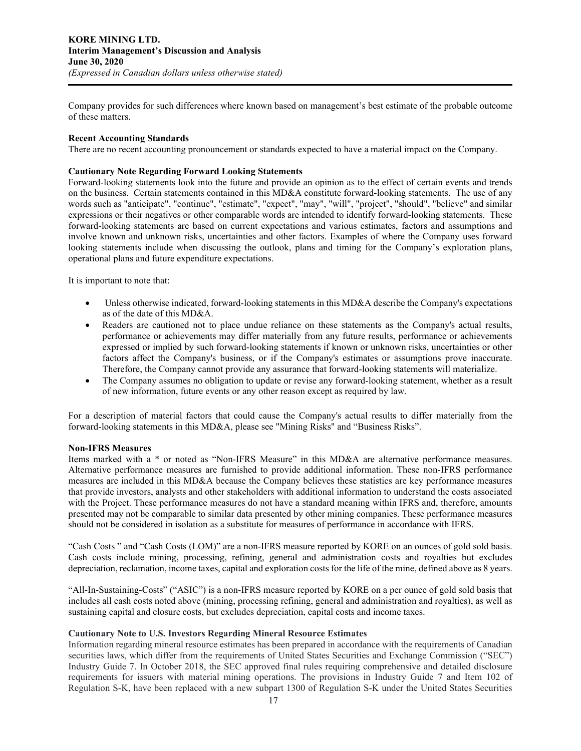Company provides for such differences where known based on management's best estimate of the probable outcome of these matters.

**Recent Accounting Standards**

There are no recent accounting pronouncement or standards expected to have a material impact on the Company.

**Cautionary Note Regarding Forward Looking Statements**

Forward-looking statements look into the future and provide an opinion as to the effect of certain events and trends on the business. Certain statements contained in this MD&A constitute forward-looking statements. The use of any words such as "anticipate", "continue", "estimate", "expect", "may", "will", "project", "should", "believe" and similar expressions or their negatives or other comparable words are intended to identify forward-looking statements. These forward-looking statements are based on current expectations and various estimates, factors and assumptions and involve known and unknown risks, uncertainties and other factors. Examples of where the Company uses forward looking statements include when discussing the outlook, plans and timing for the Company's exploration plans, operational plans and future expenditure expectations.

It is important to note that:

- Unless otherwise indicated, forward-looking statements in this MD&A describe the Company's expectations as of the date of this MD&A.
- Readers are cautioned not to place undue reliance on these statements as the Company's actual results, performance or achievements may differ materially from any future results, performance or achievements expressed or implied by such forward-looking statements if known or unknown risks, uncertainties or other factors affect the Company's business, or if the Company's estimates or assumptions prove inaccurate. Therefore, the Company cannot provide any assurance that forward-looking statements will materialize.
- The Company assumes no obligation to update or revise any forward-looking statement, whether as a result of new information, future events or any other reason except as required by law.

For a description of material factors that could cause the Company's actual results to differ materially from the forward-looking statements in this MD&A, please see "Mining Risks" and "Business Risks".

**Non-IFRS Measures**

Items marked with a * or noted as "Non-IFRS Measure" in this MD&A are alternative performance measures. Alternative performance measures are furnished to provide additional information. These non-IFRS performance measures are included in this MD&A because the Company believes these statistics are key performance measures that provide investors, analysts and other stakeholders with additional information to understand the costs associated with the Project. These performance measures do not have a standard meaning within IFRS and, therefore, amounts presented may not be comparable to similar data presented by other mining companies. These performance measures should not be considered in isolation as a substitute for measures of performance in accordance with IFRS.

"Cash Costs " and "Cash Costs (LOM)" are a non-IFRS measure reported by KORE on an ounces of gold sold basis. Cash costs include mining, processing, refining, general and administration costs and royalties but excludes depreciation, reclamation, income taxes, capital and exploration costs for the life of the mine, defined above as 8 years.

"All-In-Sustaining-Costs" ("ASIC") is a non-IFRS measure reported by KORE on a per ounce of gold sold basis that includes all cash costs noted above (mining, processing refining, general and administration and royalties), as well as sustaining capital and closure costs, but excludes depreciation, capital costs and income taxes.

**Cautionary Note to U.S. Investors Regarding Mineral Resource Estimates**

Information regarding mineral resource estimates has been prepared in accordance with the requirements of Canadian securities laws, which differ from the requirements of United States Securities and Exchange Commission ("SEC") Industry Guide 7. In October 2018, the SEC approved final rules requiring comprehensive and detailed disclosure requirements for issuers with material mining operations. The provisions in Industry Guide 7 and Item 102 of Regulation S-K, have been replaced with a new subpart 1300 of Regulation S-K under the United States Securities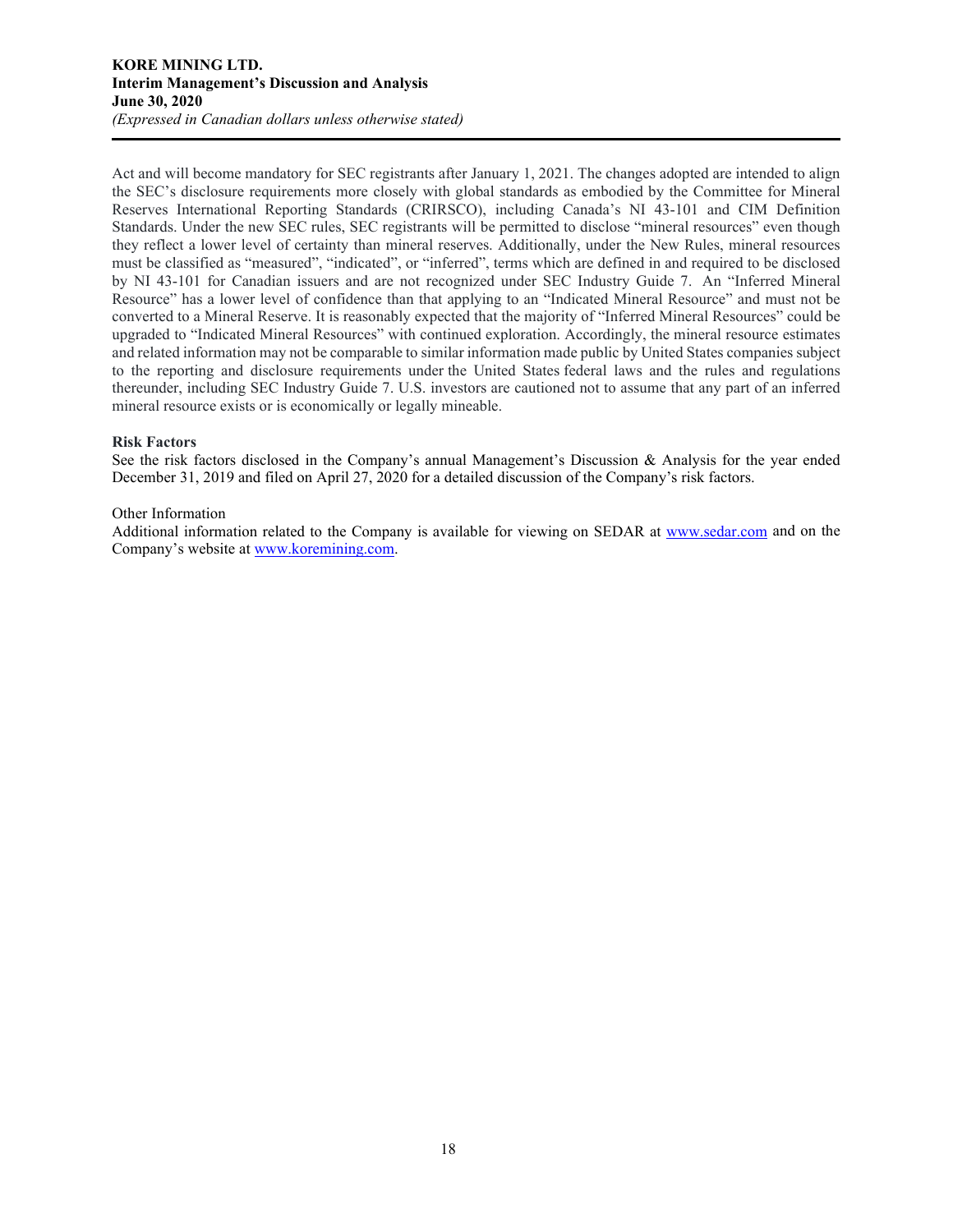Act and will become mandatory for SEC registrants after January 1, 2021. The changes adopted are intended to align the SEC's disclosure requirements more closely with global standards as embodied by the Committee for Mineral Reserves International Reporting Standards (CRIRSCO), including Canada's NI 43-101 and CIM Definition Standards. Under the new SEC rules, SEC registrants will be permitted to disclose "mineral resources" even though they reflect a lower level of certainty than mineral reserves. Additionally, under the New Rules, mineral resources must be classified as "measured", "indicated", or "inferred", terms which are defined in and required to be disclosed by NI 43-101 for Canadian issuers and are not recognized under SEC Industry Guide 7. An "Inferred Mineral Resource" has a lower level of confidence than that applying to an "Indicated Mineral Resource" and must not be converted to a Mineral Reserve. It is reasonably expected that the majority of "Inferred Mineral Resources" could be upgraded to "Indicated Mineral Resources" with continued exploration. Accordingly, the mineral resource estimates and related information may not be comparable to similar information made public by United States companies subject to the reporting and disclosure requirements under the United States federal laws and the rules and regulations thereunder, including SEC Industry Guide 7. U.S. investors are cautioned not to assume that any part of an inferred mineral resource exists or is economically or legally mineable.

**Risk Factors**

See the risk factors disclosed in the Company's annual Management's Discussion & Analysis for the year ended December 31, 2019 and filed on April 27, 2020 for a detailed discussion of the Company's risk factors.

Other Information

Additional information related to the Company is available for viewing on SEDAR at [www.sedar.com](www.sedar.com) and on the Company's website at [www.koremining.com](www.koremining.com).